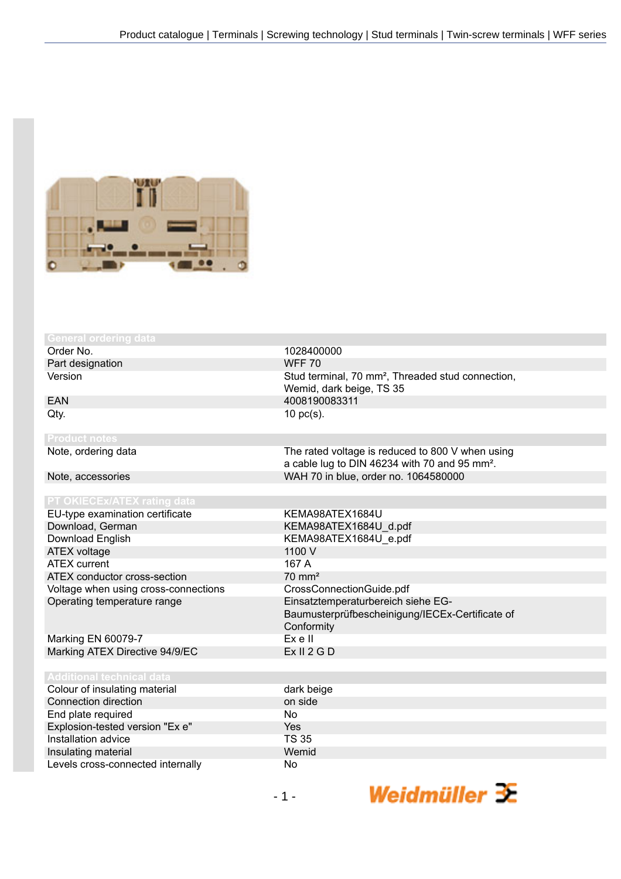## General ordering data

| | |
|---|---|
| Order No. | 1028400000 |
| Part designation | WFF 70 |
| Version | Stud terminal, 70 mm², Threaded stud connection, Wemid, dark beige, TS 35 |
| EAN | 4008190083311 |
| Qty. | 10 pc(s). |

## Product notes

| | |
|---|---|
| Note, ordering data | The rated voltage is reduced to 800 V when using a cable lug to DIN 46234 with 70 and 95 mm². |
| Note, accessories | WAH 70 in blue, order no. 1064580000 |

## PT OKIECEx/ATEX rating data

| | |
|---|---|
| EU-type examination certificate | KEMA98ATEX1684U |
| Download, German | KEMA98ATEX1684U_d.pdf |
| Download English | KEMA98ATEX1684U_e.pdf |
| ATEX voltage | 1100 V |
| ATEX current | 167 A |
| ATEX conductor cross-section | 70 mm² |
| Voltage when using cross-connections | CrossConnectionGuide.pdf |
| Operating temperature range | Einsatztemperaturbereich siehe EG-Baumusterprüfbescheinigung/IECEx-Certificate of Conformity |
| Marking EN 60079-7 | Ex e II |
| Marking ATEX Directive 94/9/EC | Ex II 2 G D |

## Additional technical data

| | |
|---|---|
| Colour of insulating material | dark beige |
| Connection direction | on side |
| End plate required | No |
| Explosion-tested version "Ex e" | Yes |
| Installation advice | TS 35 |
| Insulating material | Wemid |
| Levels cross-connected internally | No |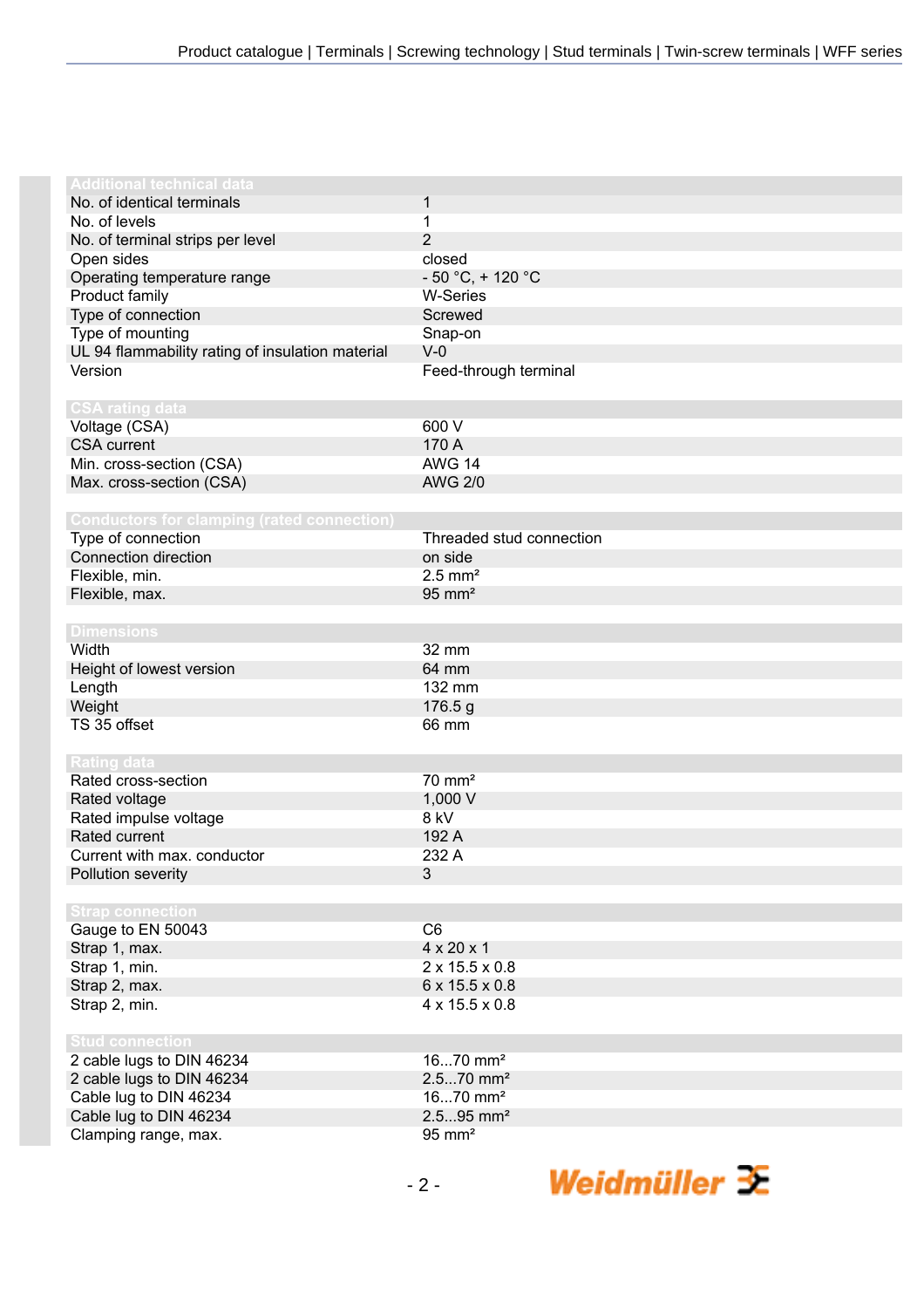| Additional technical data | |
|---|---|
| No. of identical terminals | 1 |
| No. of levels | 1 |
| No. of terminal strips per level | 2 |
| Open sides | closed |
| Operating temperature range | - 50 °C, + 120 °C |
| Product family | W-Series |
| Type of connection | Screwed |
| Type of mounting | Snap-on |
| UL 94 flammability rating of insulation material | V-0 |
| Version | Feed-through terminal |

| CSA rating data | |
|---|---|
| Voltage (CSA) | 600 V |
| CSA current | 170 A |
| Min. cross-section (CSA) | AWG 14 |
| Max. cross-section (CSA) | AWG 2/0 |

| Conductors for clamping (rated connection) | |
|---|---|
| Type of connection | Threaded stud connection |
| Connection direction | on side |
| Flexible, min. | 2.5 mm² |
| Flexible, max. | 95 mm² |

| Dimensions | |
|---|---|
| Width | 32 mm |
| Height of lowest version | 64 mm |
| Length | 132 mm |
| Weight | 176.5 g |
| TS 35 offset | 66 mm |

| Rating data | |
|---|---|
| Rated cross-section | 70 mm² |
| Rated voltage | 1,000 V |
| Rated impulse voltage | 8 kV |
| Rated current | 192 A |
| Current with max. conductor | 232 A |
| Pollution severity | 3 |

| Strap connection | |
|---|---|
| Gauge to EN 50043 | C6 |
| Strap 1, max. | 4 x 20 x 1 |
| Strap 1, min. | 2 x 15.5 x 0.8 |
| Strap 2, max. | 6 x 15.5 x 0.8 |
| Strap 2, min. | 4 x 15.5 x 0.8 |

| Stud connection | |
|---|---|
| 2 cable lugs to DIN 46234 | 16...70 mm² |
| 2 cable lugs to DIN 46234 | 2.5...70 mm² |
| Cable lug to DIN 46234 | 16...70 mm² |
| Cable lug to DIN 46234 | 2.5...95 mm² |
| Clamping range, max. | 95 mm² |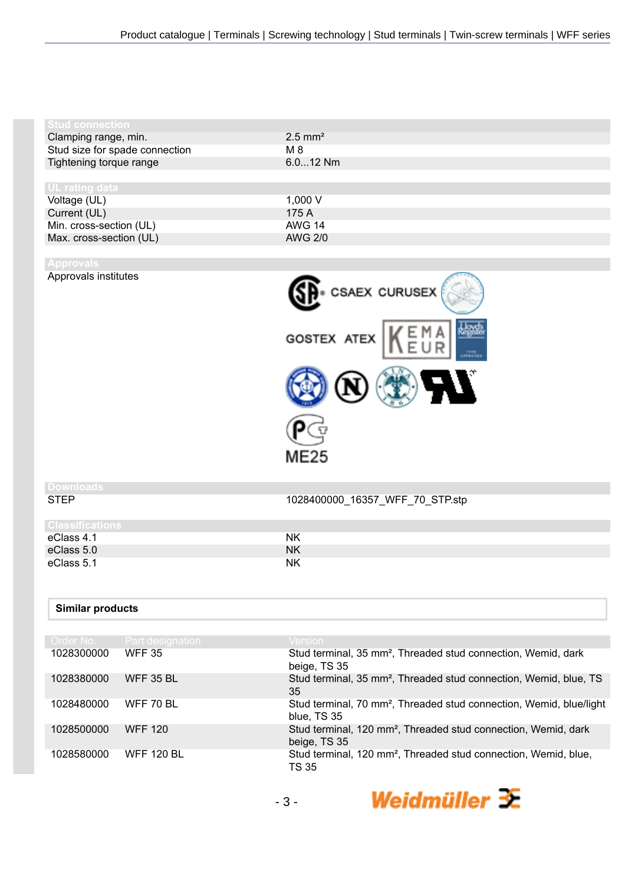| Stud connection | |
|---|---|
| Clamping range, min. | 2.5 mm² |
| Stud size for spade connection | M 8 |
| Tightening torque range | 6.0...12 Nm |

| UL rating data | |
|---|---|
| Voltage (UL) | 1,000 V |
| Current (UL) | 175 A |
| Min. cross-section (UL) | AWG 14 |
| Max. cross-section (UL) | AWG 2/0 |

| Approvals | |
|---|---|
| Approvals institutes | CSAEX CURUSEX GOSTEX ATEX ME25 |

| Downloads | |
|---|---|
| STEP | 1028400000_16357_WFF_70_STP.stp |

| Classifications | |
|---|---|
| eClass 4.1 | NK |
| eClass 5.0 | NK |
| eClass 5.1 | NK |

**Similar products**

| Order No. | Part designation | Version |
|---|---|---|
| 1028300000 | WFF 35 | Stud terminal, 35 mm², Threaded stud connection, Wemid, dark beige, TS 35 |
| 1028380000 | WFF 35 BL | Stud terminal, 35 mm², Threaded stud connection, Wemid, blue, TS 35 |
| 1028480000 | WFF 70 BL | Stud terminal, 70 mm², Threaded stud connection, Wemid, blue/light blue, TS 35 |
| 1028500000 | WFF 120 | Stud terminal, 120 mm², Threaded stud connection, Wemid, dark beige, TS 35 |
| 1028580000 | WFF 120 BL | Stud terminal, 120 mm², Threaded stud connection, Wemid, blue, TS 35 |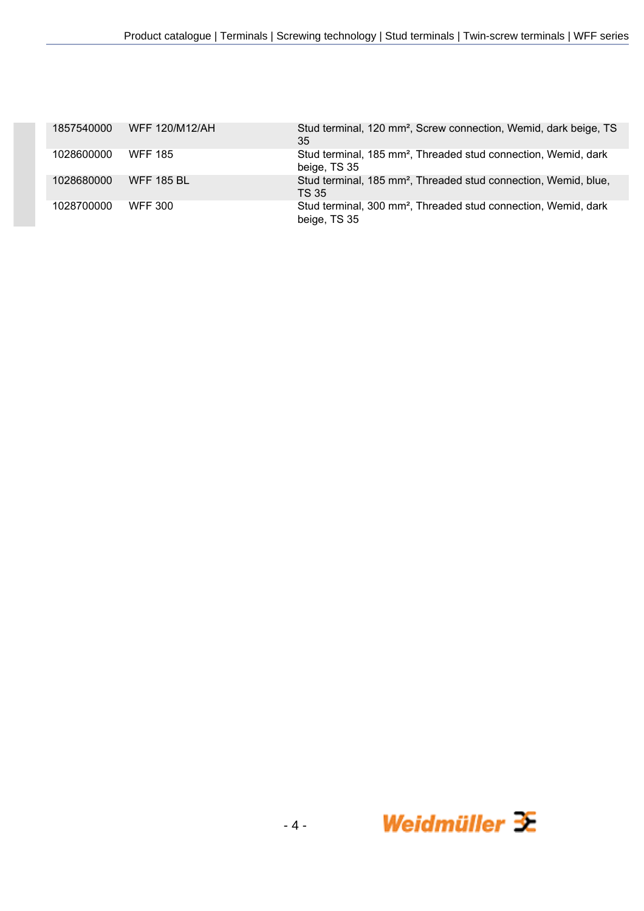| | | |
|---|---|---|
| 1857540000 | WFF 120/M12/AH | Stud terminal, 120 mm², Screw connection, Wemid, dark beige, TS 35 |
| 1028600000 | WFF 185 | Stud terminal, 185 mm², Threaded stud connection, Wemid, dark beige, TS 35 |
| 1028680000 | WFF 185 BL | Stud terminal, 185 mm², Threaded stud connection, Wemid, blue, TS 35 |
| 1028700000 | WFF 300 | Stud terminal, 300 mm², Threaded stud connection, Wemid, dark beige, TS 35 |